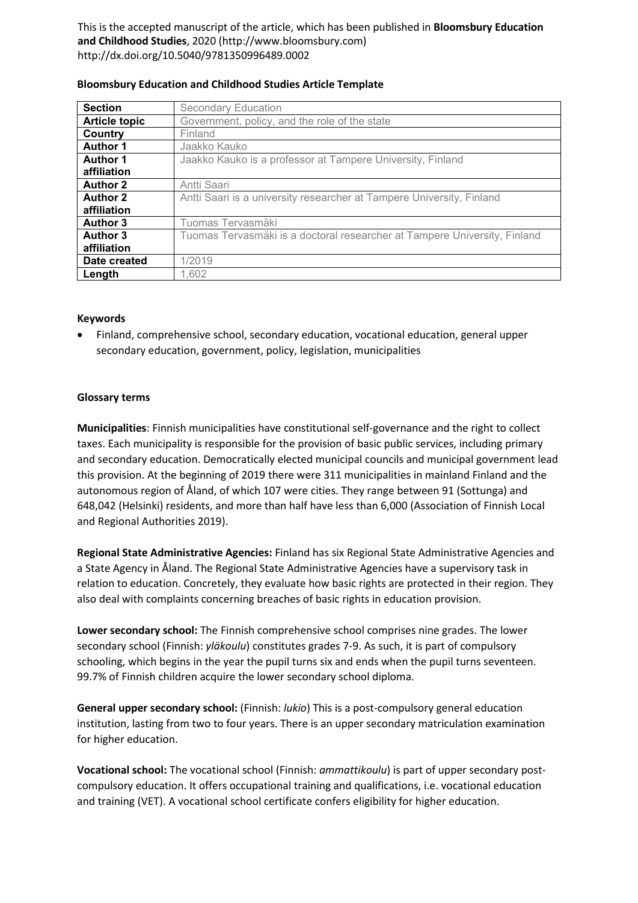This is the accepted manuscript of the article, which has been published in **Bloomsbury Education and Childhood Studies**, 2020 (http://www.bloomsbury.com)
http://dx.doi.org/10.5040/9781350996489.0002

**Bloomsbury Education and Childhood Studies Article Template**

| **Section** | Secondary Education |
|---|---|
| **Article topic** | Government, policy, and the role of the state |
| **Country** | Finland |
| **Author 1** | Jaakko Kauko |
| **Author 1 affiliation** | Jaakko Kauko is a professor at Tampere University, Finland |
| **Author 2** | Antti Saari |
| **Author 2 affiliation** | Antti Saari is a university researcher at Tampere University, Finland |
| **Author 3** | Tuomas Tervasmäki |
| **Author 3 affiliation** | Tuomas Tervasmäki is a doctoral researcher at Tampere University, Finland |
| **Date created** | 1/2019 |
| **Length** | 1,602 |

**Keywords**

- Finland, comprehensive school, secondary education, vocational education, general upper secondary education, government, policy, legislation, municipalities

**Glossary terms**

**Municipalities**: Finnish municipalities have constitutional self-governance and the right to collect taxes. Each municipality is responsible for the provision of basic public services, including primary and secondary education. Democratically elected municipal councils and municipal government lead this provision. At the beginning of 2019 there were 311 municipalities in mainland Finland and the autonomous region of Åland, of which 107 were cities. They range between 91 (Sottunga) and 648,042 (Helsinki) residents, and more than half have less than 6,000 (Association of Finnish Local and Regional Authorities 2019).

**Regional State Administrative Agencies:** Finland has six Regional State Administrative Agencies and a State Agency in Åland. The Regional State Administrative Agencies have a supervisory task in relation to education. Concretely, they evaluate how basic rights are protected in their region. They also deal with complaints concerning breaches of basic rights in education provision.

**Lower secondary school:** The Finnish comprehensive school comprises nine grades. The lower secondary school (Finnish: *yläkoulu*) constitutes grades 7-9. As such, it is part of compulsory schooling, which begins in the year the pupil turns six and ends when the pupil turns seventeen. 99.7% of Finnish children acquire the lower secondary school diploma.

**General upper secondary school:** (Finnish: *lukio*) This is a post-compulsory general education institution, lasting from two to four years. There is an upper secondary matriculation examination for higher education.

**Vocational school:** The vocational school (Finnish: *ammattikoulu*) is part of upper secondary post-compulsory education. It offers occupational training and qualifications, i.e. vocational education and training (VET). A vocational school certificate confers eligibility for higher education.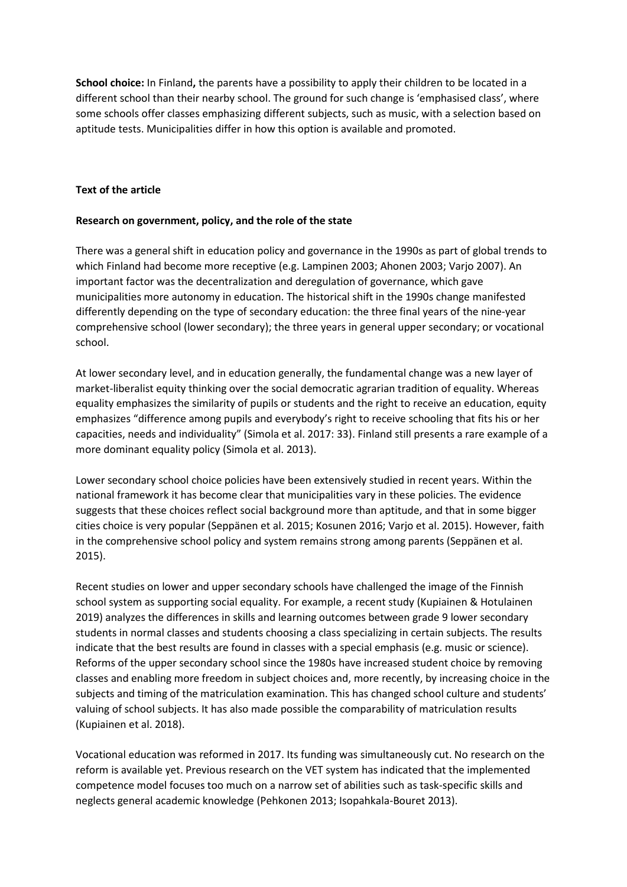**School choice:** In Finland**,** the parents have a possibility to apply their children to be located in a different school than their nearby school. The ground for such change is 'emphasised class', where some schools offer classes emphasizing different subjects, such as music, with a selection based on aptitude tests. Municipalities differ in how this option is available and promoted.

**Text of the article**

**Research on government, policy, and the role of the state**

There was a general shift in education policy and governance in the 1990s as part of global trends to which Finland had become more receptive (e.g. Lampinen 2003; Ahonen 2003; Varjo 2007). An important factor was the decentralization and deregulation of governance, which gave municipalities more autonomy in education. The historical shift in the 1990s change manifested differently depending on the type of secondary education: the three final years of the nine-year comprehensive school (lower secondary); the three years in general upper secondary; or vocational school.

At lower secondary level, and in education generally, the fundamental change was a new layer of market-liberalist equity thinking over the social democratic agrarian tradition of equality. Whereas equality emphasizes the similarity of pupils or students and the right to receive an education, equity emphasizes "difference among pupils and everybody's right to receive schooling that fits his or her capacities, needs and individuality" (Simola et al. 2017: 33). Finland still presents a rare example of a more dominant equality policy (Simola et al. 2013).

Lower secondary school choice policies have been extensively studied in recent years. Within the national framework it has become clear that municipalities vary in these policies. The evidence suggests that these choices reflect social background more than aptitude, and that in some bigger cities choice is very popular (Seppänen et al. 2015; Kosunen 2016; Varjo et al. 2015). However, faith in the comprehensive school policy and system remains strong among parents (Seppänen et al. 2015).

Recent studies on lower and upper secondary schools have challenged the image of the Finnish school system as supporting social equality. For example, a recent study (Kupiainen & Hotulainen 2019) analyzes the differences in skills and learning outcomes between grade 9 lower secondary students in normal classes and students choosing a class specializing in certain subjects. The results indicate that the best results are found in classes with a special emphasis (e.g. music or science). Reforms of the upper secondary school since the 1980s have increased student choice by removing classes and enabling more freedom in subject choices and, more recently, by increasing choice in the subjects and timing of the matriculation examination. This has changed school culture and students' valuing of school subjects. It has also made possible the comparability of matriculation results (Kupiainen et al. 2018).

Vocational education was reformed in 2017. Its funding was simultaneously cut. No research on the reform is available yet. Previous research on the VET system has indicated that the implemented competence model focuses too much on a narrow set of abilities such as task-specific skills and neglects general academic knowledge (Pehkonen 2013; Isopahkala-Bouret 2013).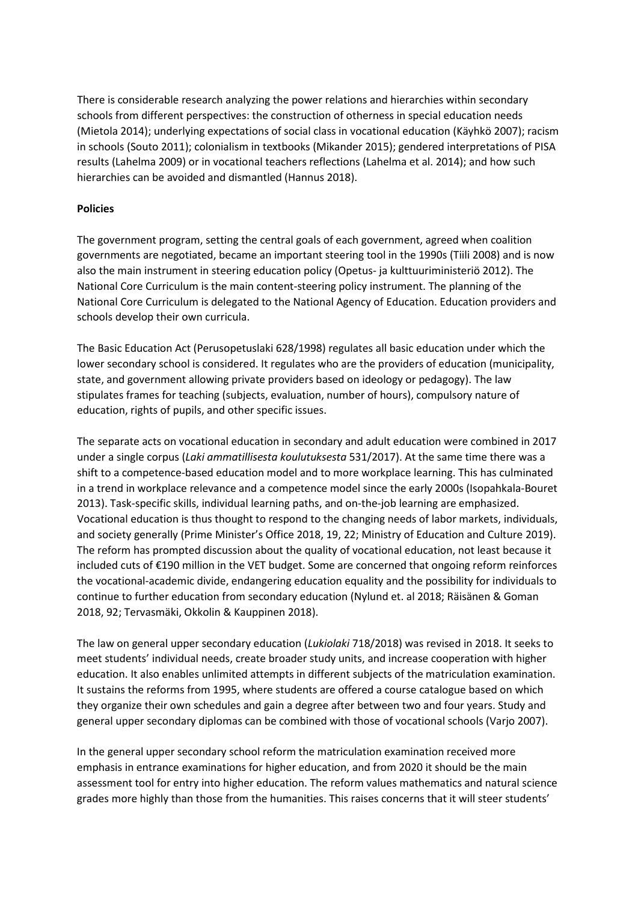There is considerable research analyzing the power relations and hierarchies within secondary schools from different perspectives: the construction of otherness in special education needs (Mietola 2014); underlying expectations of social class in vocational education (Käyhkö 2007); racism in schools (Souto 2011); colonialism in textbooks (Mikander 2015); gendered interpretations of PISA results (Lahelma 2009) or in vocational teachers reflections (Lahelma et al. 2014); and how such hierarchies can be avoided and dismantled (Hannus 2018).

**Policies**

The government program, setting the central goals of each government, agreed when coalition governments are negotiated, became an important steering tool in the 1990s (Tiili 2008) and is now also the main instrument in steering education policy (Opetus- ja kulttuuriministeriö 2012). The National Core Curriculum is the main content-steering policy instrument. The planning of the National Core Curriculum is delegated to the National Agency of Education. Education providers and schools develop their own curricula.

The Basic Education Act (Perusopetuslaki 628/1998) regulates all basic education under which the lower secondary school is considered. It regulates who are the providers of education (municipality, state, and government allowing private providers based on ideology or pedagogy). The law stipulates frames for teaching (subjects, evaluation, number of hours), compulsory nature of education, rights of pupils, and other specific issues.

The separate acts on vocational education in secondary and adult education were combined in 2017 under a single corpus (*Laki ammatillisesta koulutuksesta* 531/2017). At the same time there was a shift to a competence-based education model and to more workplace learning. This has culminated in a trend in workplace relevance and a competence model since the early 2000s (Isopahkala-Bouret 2013). Task-specific skills, individual learning paths, and on-the-job learning are emphasized. Vocational education is thus thought to respond to the changing needs of labor markets, individuals, and society generally (Prime Minister's Office 2018, 19, 22; Ministry of Education and Culture 2019). The reform has prompted discussion about the quality of vocational education, not least because it included cuts of €190 million in the VET budget. Some are concerned that ongoing reform reinforces the vocational-academic divide, endangering education equality and the possibility for individuals to continue to further education from secondary education (Nylund et. al 2018; Räisänen & Goman 2018, 92; Tervasmäki, Okkolin & Kauppinen 2018).

The law on general upper secondary education (*Lukiolaki* 718/2018) was revised in 2018. It seeks to meet students' individual needs, create broader study units, and increase cooperation with higher education. It also enables unlimited attempts in different subjects of the matriculation examination. It sustains the reforms from 1995, where students are offered a course catalogue based on which they organize their own schedules and gain a degree after between two and four years. Study and general upper secondary diplomas can be combined with those of vocational schools (Varjo 2007).

In the general upper secondary school reform the matriculation examination received more emphasis in entrance examinations for higher education, and from 2020 it should be the main assessment tool for entry into higher education. The reform values mathematics and natural science grades more highly than those from the humanities. This raises concerns that it will steer students'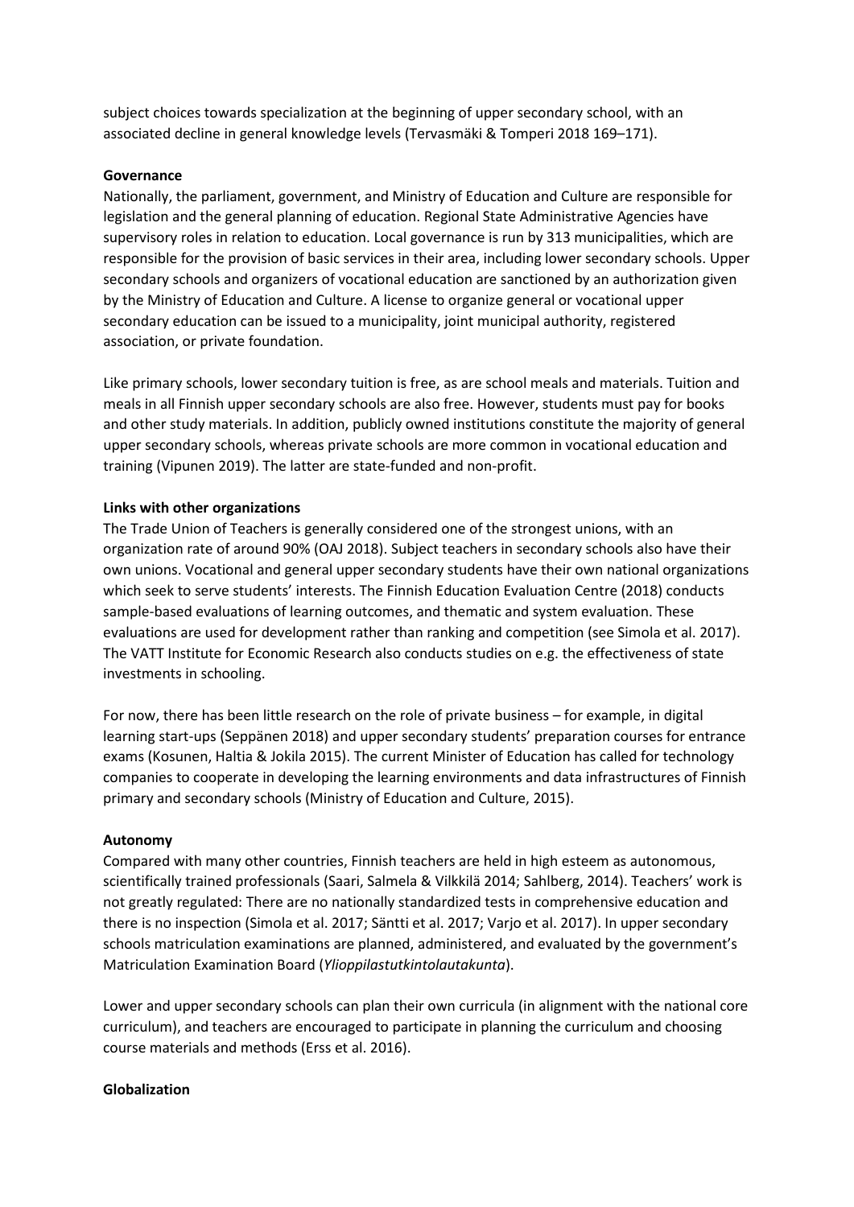subject choices towards specialization at the beginning of upper secondary school, with an associated decline in general knowledge levels (Tervasmäki & Tomperi 2018 169–171).

**Governance**

Nationally, the parliament, government, and Ministry of Education and Culture are responsible for legislation and the general planning of education. Regional State Administrative Agencies have supervisory roles in relation to education. Local governance is run by 313 municipalities, which are responsible for the provision of basic services in their area, including lower secondary schools. Upper secondary schools and organizers of vocational education are sanctioned by an authorization given by the Ministry of Education and Culture. A license to organize general or vocational upper secondary education can be issued to a municipality, joint municipal authority, registered association, or private foundation.

Like primary schools, lower secondary tuition is free, as are school meals and materials. Tuition and meals in all Finnish upper secondary schools are also free. However, students must pay for books and other study materials. In addition, publicly owned institutions constitute the majority of general upper secondary schools, whereas private schools are more common in vocational education and training (Vipunen 2019). The latter are state-funded and non-profit.

**Links with other organizations**

The Trade Union of Teachers is generally considered one of the strongest unions, with an organization rate of around 90% (OAJ 2018). Subject teachers in secondary schools also have their own unions. Vocational and general upper secondary students have their own national organizations which seek to serve students' interests. The Finnish Education Evaluation Centre (2018) conducts sample-based evaluations of learning outcomes, and thematic and system evaluation. These evaluations are used for development rather than ranking and competition (see Simola et al. 2017). The VATT Institute for Economic Research also conducts studies on e.g. the effectiveness of state investments in schooling.

For now, there has been little research on the role of private business – for example, in digital learning start-ups (Seppänen 2018) and upper secondary students' preparation courses for entrance exams (Kosunen, Haltia & Jokila 2015). The current Minister of Education has called for technology companies to cooperate in developing the learning environments and data infrastructures of Finnish primary and secondary schools (Ministry of Education and Culture, 2015).

**Autonomy**

Compared with many other countries, Finnish teachers are held in high esteem as autonomous, scientifically trained professionals (Saari, Salmela & Vilkkilä 2014; Sahlberg, 2014). Teachers' work is not greatly regulated: There are no nationally standardized tests in comprehensive education and there is no inspection (Simola et al. 2017; Säntti et al. 2017; Varjo et al. 2017). In upper secondary schools matriculation examinations are planned, administered, and evaluated by the government's Matriculation Examination Board (*Ylioppilastutkintolautakunta*).

Lower and upper secondary schools can plan their own curricula (in alignment with the national core curriculum), and teachers are encouraged to participate in planning the curriculum and choosing course materials and methods (Erss et al. 2016).

**Globalization**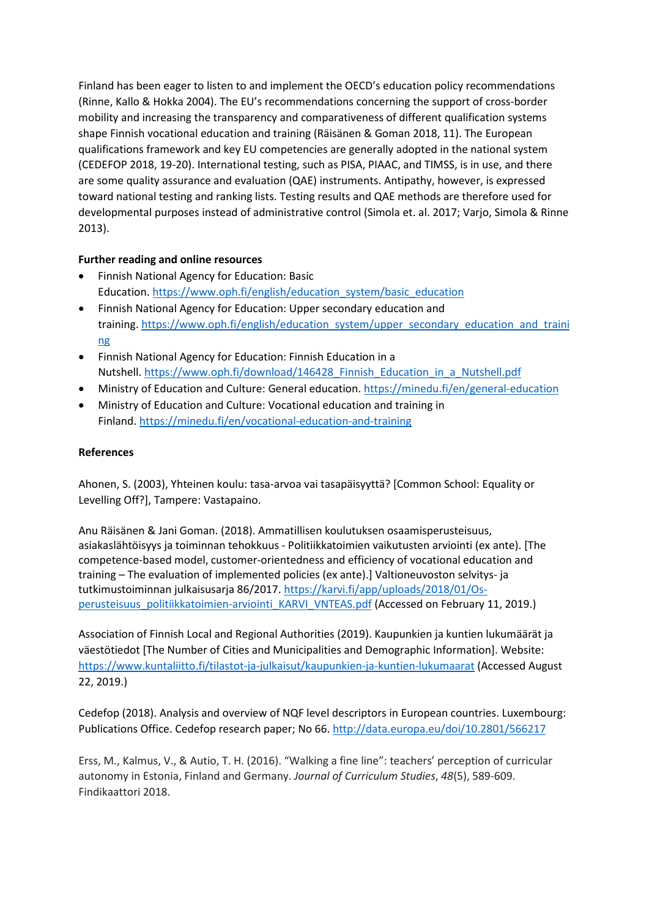Finland has been eager to listen to and implement the OECD's education policy recommendations (Rinne, Kallo & Hokka 2004). The EU's recommendations concerning the support of cross-border mobility and increasing the transparency and comparativeness of different qualification systems shape Finnish vocational education and training (Räisänen & Goman 2018, 11). The European qualifications framework and key EU competencies are generally adopted in the national system (CEDEFOP 2018, 19-20). International testing, such as PISA, PIAAC, and TIMSS, is in use, and there are some quality assurance and evaluation (QAE) instruments. Antipathy, however, is expressed toward national testing and ranking lists. Testing results and QAE methods are therefore used for developmental purposes instead of administrative control (Simola et. al. 2017; Varjo, Simola & Rinne 2013).

**Further reading and online resources**

- Finnish National Agency for Education: Basic Education. https://www.oph.fi/english/education_system/basic_education
- Finnish National Agency for Education: Upper secondary education and training. https://www.oph.fi/english/education_system/upper_secondary_education_and_training
- Finnish National Agency for Education: Finnish Education in a Nutshell. https://www.oph.fi/download/146428_Finnish_Education_in_a_Nutshell.pdf
- Ministry of Education and Culture: General education. https://minedu.fi/en/general-education
- Ministry of Education and Culture: Vocational education and training in Finland. https://minedu.fi/en/vocational-education-and-training

**References**

Ahonen, S. (2003), Yhteinen koulu: tasa-arvoa vai tasapäisyyttä? [Common School: Equality or Levelling Off?], Tampere: Vastapaino.

Anu Räisänen & Jani Goman. (2018). Ammatillisen koulutuksen osaamisperusteisuus, asiakaslähtöisyys ja toiminnan tehokkuus - Politiikkatoimien vaikutusten arviointi (ex ante). [The competence-based model, customer-orientedness and efficiency of vocational education and training – The evaluation of implemented policies (ex ante).] Valtioneuvoston selvitys- ja tutkimustoiminnan julkaisusarja 86/2017. https://karvi.fi/app/uploads/2018/01/Os-perusteisuus_politiikkatoimien-arviointi_KARVI_VNTEAS.pdf (Accessed on February 11, 2019.)

Association of Finnish Local and Regional Authorities (2019). Kaupunkien ja kuntien lukumäärät ja väestötiedot [The Number of Cities and Municipalities and Demographic Information]. Website: https://www.kuntaliitto.fi/tilastot-ja-julkaisut/kaupunkien-ja-kuntien-lukumaarat (Accessed August 22, 2019.)

Cedefop (2018). Analysis and overview of NQF level descriptors in European countries. Luxembourg: Publications Office. Cedefop research paper; No 66. http://data.europa.eu/doi/10.2801/566217

Erss, M., Kalmus, V., & Autio, T. H. (2016). "Walking a fine line": teachers' perception of curricular autonomy in Estonia, Finland and Germany. *Journal of Curriculum Studies*, *48*(5), 589-609. Findikaattori 2018.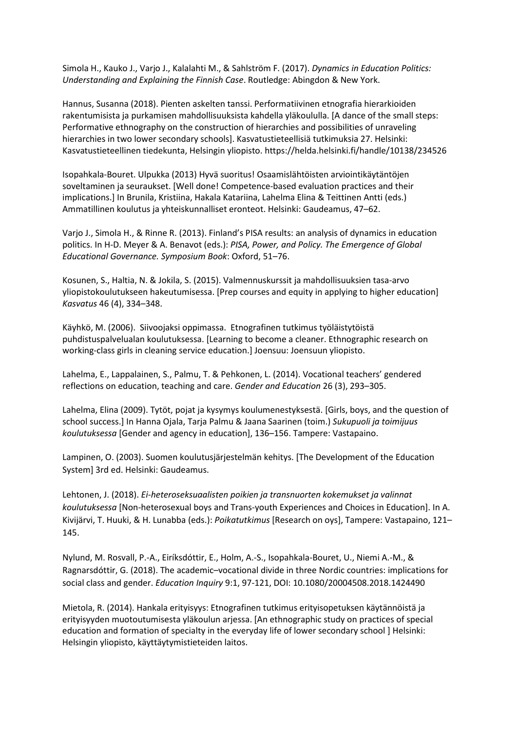Simola H., Kauko J., Varjo J., Kalalahti M., & Sahlström F. (2017). *Dynamics in Education Politics: Understanding and Explaining the Finnish Case*. Routledge: Abingdon & New York.

Hannus, Susanna (2018). Pienten askelten tanssi. Performatiivinen etnografia hierarkioiden rakentumisista ja purkamisen mahdollisuuksista kahdella yläkoululla. [A dance of the small steps: Performative ethnography on the construction of hierarchies and possibilities of unraveling hierarchies in two lower secondary schools]. Kasvatustieteellisiä tutkimuksia 27. Helsinki: Kasvatustieteellinen tiedekunta, Helsingin yliopisto. https://helda.helsinki.fi/handle/10138/234526

Isopahkala-Bouret. Ulpukka (2013) Hyvä suoritus! Osaamislähtöisten arviointikäytäntöjen soveltaminen ja seuraukset. [Well done! Competence-based evaluation practices and their implications.] In Brunila, Kristiina, Hakala Katariina, Lahelma Elina & Teittinen Antti (eds.) Ammatillinen koulutus ja yhteiskunnalliset eronteot. Helsinki: Gaudeamus, 47–62.

Varjo J., Simola H., & Rinne R. (2013). Finland's PISA results: an analysis of dynamics in education politics. In H-D. Meyer & A. Benavot (eds.): *PISA, Power, and Policy. The Emergence of Global Educational Governance. Symposium Book*: Oxford, 51–76.

Kosunen, S., Haltia, N. & Jokila, S. (2015). Valmennuskurssit ja mahdollisuuksien tasa-arvo yliopistokoulutukseen hakeutumisessa. [Prep courses and equity in applying to higher education] *Kasvatus* 46 (4), 334–348.

Käyhkö, M. (2006). Siivoojaksi oppimassa. Etnografinen tutkimus työläistytöistä puhdistuspalvelualan koulutuksessa. [Learning to become a cleaner. Ethnographic research on working-class girls in cleaning service education.] Joensuu: Joensuun yliopisto.

Lahelma, E., Lappalainen, S., Palmu, T. & Pehkonen, L. (2014). Vocational teachers' gendered reflections on education, teaching and care. *Gender and Education* 26 (3), 293–305.

Lahelma, Elina (2009). Tytöt, pojat ja kysymys koulumenestyksestä. [Girls, boys, and the question of school success.] In Hanna Ojala, Tarja Palmu & Jaana Saarinen (toim.) *Sukupuoli ja toimijuus koulutuksessa* [Gender and agency in education], 136–156. Tampere: Vastapaino.

Lampinen, O. (2003). Suomen koulutusjärjestelmän kehitys. [The Development of the Education System] 3rd ed. Helsinki: Gaudeamus.

Lehtonen, J. (2018). *Ei-heteroseksuaalisten poikien ja transnuorten kokemukset ja valinnat koulutuksessa* [Non-heterosexual boys and Trans-youth Experiences and Choices in Education]. In A. Kivijärvi, T. Huuki, & H. Lunabba (eds.): *Poikatutkimus* [Research on oys], Tampere: Vastapaino, 121–145.

Nylund, M. Rosvall, P.-A., Eiríksdóttir, E., Holm, A.-S., Isopahkala-Bouret, U., Niemi A.-M., & Ragnarsdóttir, G. (2018). The academic–vocational divide in three Nordic countries: implications for social class and gender. *Education Inquiry* 9:1, 97-121, DOI: 10.1080/20004508.2018.1424490

Mietola, R. (2014). Hankala erityisyys: Etnografinen tutkimus erityisopetuksen käytännöistä ja erityisyyden muotoutumisesta yläkoulun arjessa. [An ethnographic study on practices of special education and formation of specialty in the everyday life of lower secondary school ] Helsinki: Helsingin yliopisto, käyttäytymistieteiden laitos.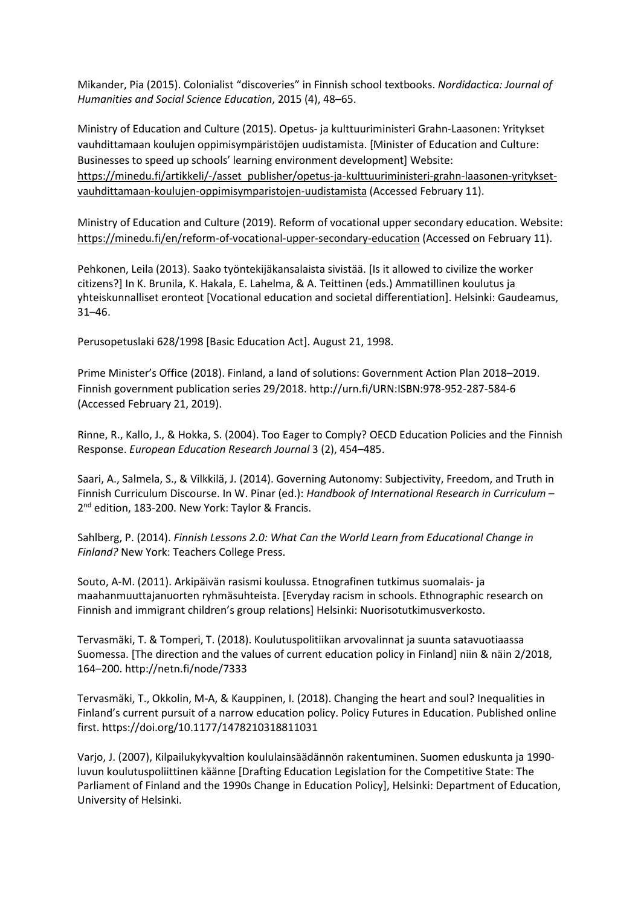Mikander, Pia (2015). Colonialist "discoveries" in Finnish school textbooks. *Nordidactica: Journal of Humanities and Social Science Education*, 2015 (4), 48–65.

Ministry of Education and Culture (2015). Opetus- ja kulttuuriministeri Grahn-Laasonen: Yritykset vauhdittamaan koulujen oppimisympäristöjen uudistamista. [Minister of Education and Culture: Businesses to speed up schools' learning environment development] Website: https://minedu.fi/artikkeli/-/asset_publisher/opetus-ja-kulttuuriministeri-grahn-laasonen-yritykset-vauhdittamaan-koulujen-oppimisymparistojen-uudistamista (Accessed February 11).

Ministry of Education and Culture (2019). Reform of vocational upper secondary education. Website: https://minedu.fi/en/reform-of-vocational-upper-secondary-education (Accessed on February 11).

Pehkonen, Leila (2013). Saako työntekijäkansalaista sivistää. [Is it allowed to civilize the worker citizens?] In K. Brunila, K. Hakala, E. Lahelma, & A. Teittinen (eds.) Ammatillinen koulutus ja yhteiskunnalliset eronteot [Vocational education and societal differentiation]. Helsinki: Gaudeamus, 31–46.

Perusopetuslaki 628/1998 [Basic Education Act]. August 21, 1998.

Prime Minister's Office (2018). Finland, a land of solutions: Government Action Plan 2018–2019. Finnish government publication series 29/2018. http://urn.fi/URN:ISBN:978-952-287-584-6 (Accessed February 21, 2019).

Rinne, R., Kallo, J., & Hokka, S. (2004). Too Eager to Comply? OECD Education Policies and the Finnish Response. *European Education Research Journal* 3 (2), 454–485.

Saari, A., Salmela, S., & Vilkkilä, J. (2014). Governing Autonomy: Subjectivity, Freedom, and Truth in Finnish Curriculum Discourse. In W. Pinar (ed.): *Handbook of International Research in Curriculum* – 2nd edition, 183-200. New York: Taylor & Francis.

Sahlberg, P. (2014). *Finnish Lessons 2.0: What Can the World Learn from Educational Change in Finland?* New York: Teachers College Press.

Souto, A-M. (2011). Arkipäivän rasismi koulussa. Etnografinen tutkimus suomalais- ja maahanmuuttajanuorten ryhmäsuhteista. [Everyday racism in schools. Ethnographic research on Finnish and immigrant children's group relations] Helsinki: Nuorisotutkimusverkosto.

Tervasmäki, T. & Tomperi, T. (2018). Koulutuspolitiikan arvovalinnat ja suunta satavuotiaassa Suomessa. [The direction and the values of current education policy in Finland] niin & näin 2/2018, 164–200. http://netn.fi/node/7333

Tervasmäki, T., Okkolin, M-A, & Kauppinen, I. (2018). Changing the heart and soul? Inequalities in Finland's current pursuit of a narrow education policy. Policy Futures in Education. Published online first. https://doi.org/10.1177/1478210318811031

Varjo, J. (2007), Kilpailukykyvaltion koululainsäädännön rakentuminen. Suomen eduskunta ja 1990-luvun koulutuspoliittinen käänne [Drafting Education Legislation for the Competitive State: The Parliament of Finland and the 1990s Change in Education Policy], Helsinki: Department of Education, University of Helsinki.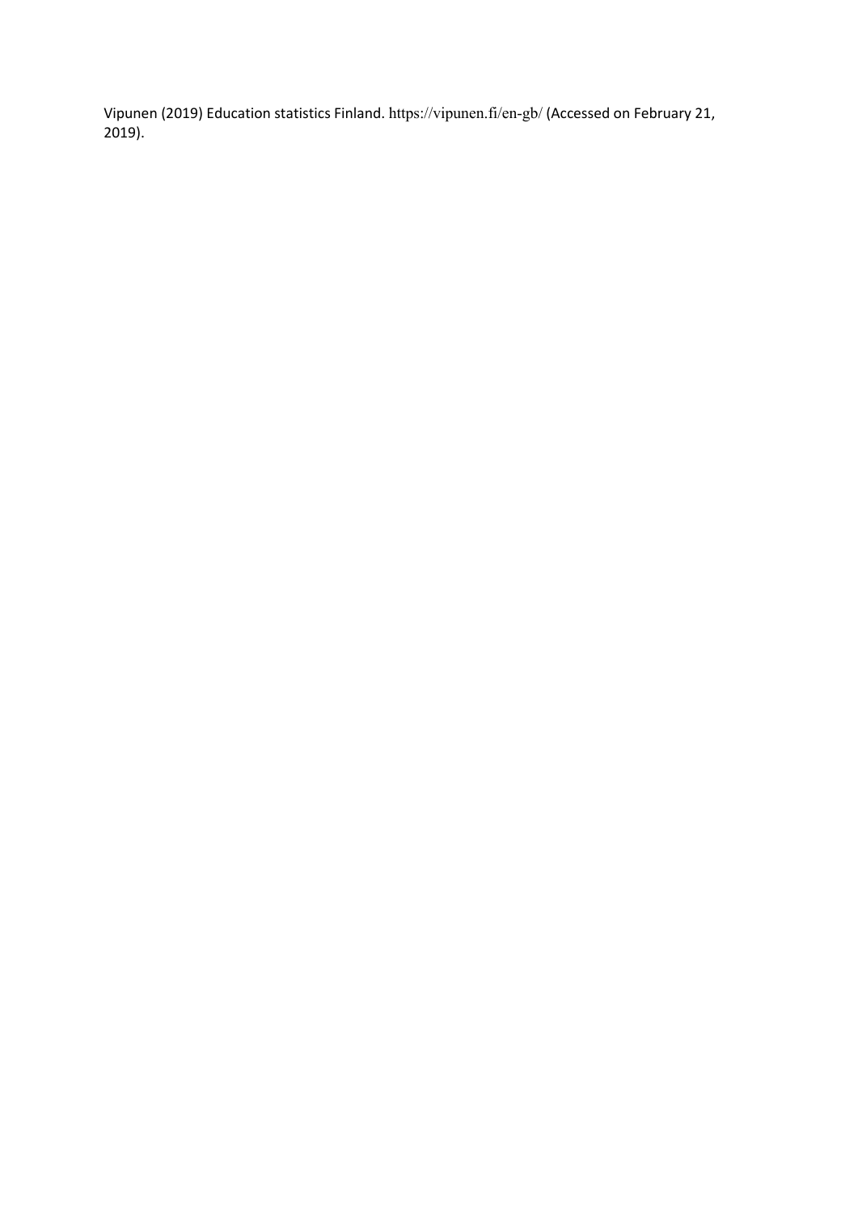Vipunen (2019) Education statistics Finland. https://vipunen.fi/en-gb/ (Accessed on February 21, 2019).